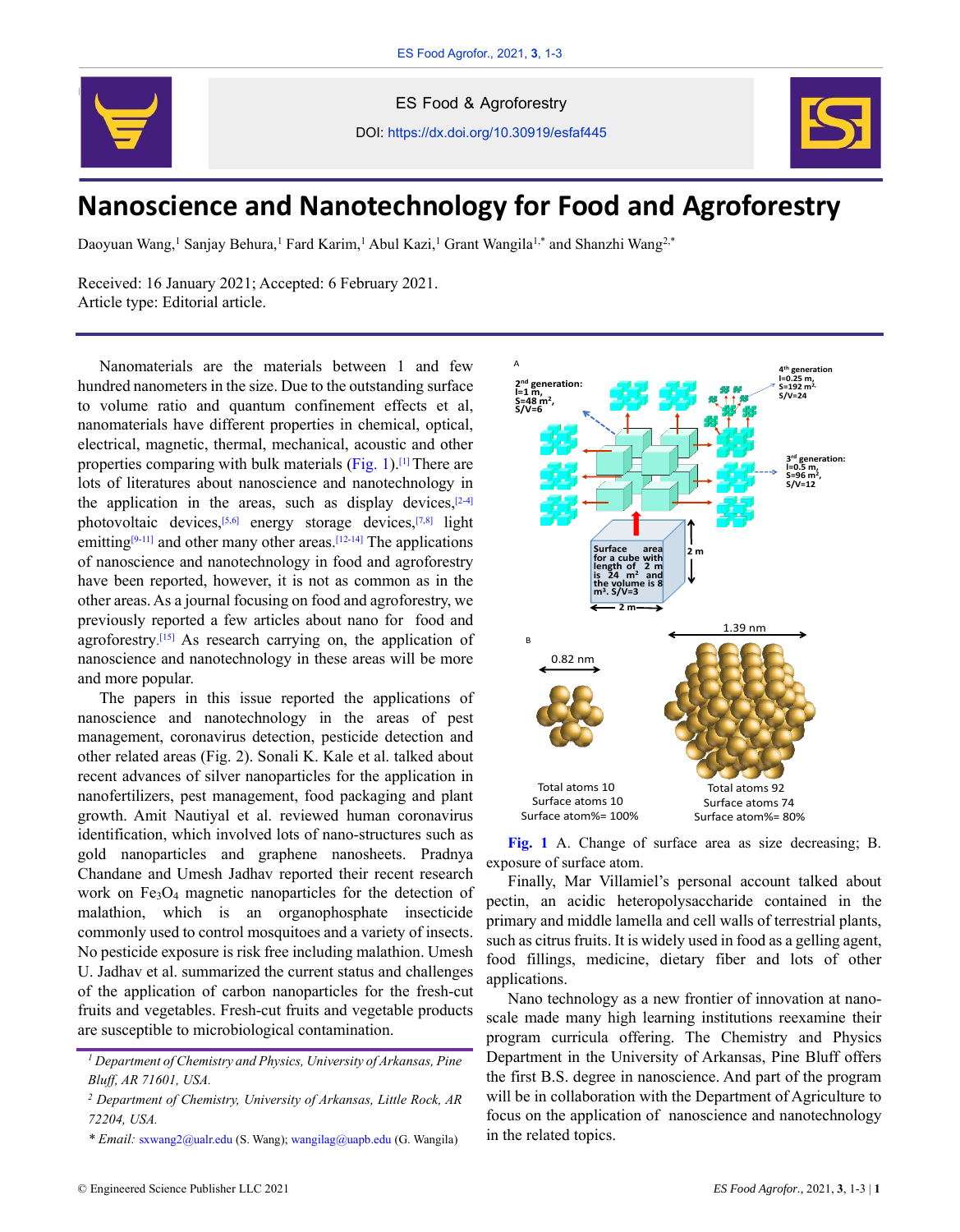ES Food & Agroforestry

DOI: https://dx.doi.org/10.30919/esfaf445

# Nanoscience and Nanotechnology for Food and Agroforestry

Daoyuan Wang,[1] Sanjay Behura,[1] Fard Karim,[1] Abul Kazi,[1] Grant Wangila[1,*] and Shanzhi Wang[2,*]

Received: 16 January 2021; Accepted: 6 February 2021.
Article type: Editorial article.

Nanomaterials are the materials between 1 and few hundred nanometers in the size. Due to the outstanding surface to volume ratio and quantum confinement effects et al, nanomaterials have different properties in chemical, optical, electrical, magnetic, thermal, mechanical, acoustic and other properties comparing with bulk materials (Fig. 1).[1] There are lots of literatures about nanoscience and nanotechnology in the application in the areas, such as display devices,[2-4] photovoltaic devices,[5,6] energy storage devices,[7,8] light emitting[9-11] and other many other areas.[12-14] The applications of nanoscience and nanotechnology in food and agroforestry have been reported, however, it is not as common as in the other areas. As a journal focusing on food and agroforestry, we previously reported a few articles about nano for food and agroforestry.[15] As research carrying on, the application of nanoscience and nanotechnology in these areas will be more and more popular.

The papers in this issue reported the applications of nanoscience and nanotechnology in the areas of pest management, coronavirus detection, pesticide detection and other related areas (Fig. 2). Sonali K. Kale et al. talked about recent advances of silver nanoparticles for the application in nanofertilizers, pest management, food packaging and plant growth. Amit Nautiyal et al. reviewed human coronavirus identification, which involved lots of nano-structures such as gold nanoparticles and graphene nanosheets. Pradnya Chandane and Umesh Jadhav reported their recent research work on $Fe_3O_4$ magnetic nanoparticles for the detection of malathion, which is an organophosphate insecticide commonly used to control mosquitoes and a variety of insects. No pesticide exposure is risk free including malathion. Umesh U. Jadhav et al. summarized the current status and challenges of the application of carbon nanoparticles for the fresh-cut fruits and vegetables. Fresh-cut fruits and vegetable products are susceptible to microbiological contamination.

A

2nd generation: l=1 m, S=48 m², S/V=6

4th generation l=0.25 m, S=192 m², S/V=24

3rd generation: l=0.5 m, S=96 m², S/V=12

Surface area for a cube with length of 2 m is 24 m² and the volume is 8 m³. S/V=3

2 m

2 m

B

0.82 nm

1.39 nm

Total atoms 10
Surface atoms 10
Surface atom%= 100%

Total atoms 92
Surface atoms 74
Surface atom%= 80%

**Fig. 1** A. Change of surface area as size decreasing; B. exposure of surface atom.

Finally, Mar Villamiel's personal account talked about pectin, an acidic heteropolysaccharide contained in the primary and middle lamella and cell walls of terrestrial plants, such as citrus fruits. It is widely used in food as a gelling agent, food fillings, medicine, dietary fiber and lots of other applications.

Nano technology as a new frontier of innovation at nano-scale made many high learning institutions reexamine their program curricula offering. The Chemistry and Physics Department in the University of Arkansas, Pine Bluff offers the first B.S. degree in nanoscience. And part of the program will be in collaboration with the Department of Agriculture to focus on the application of nanoscience and nanotechnology in the related topics.

---

[1] *Department of Chemistry and Physics, University of Arkansas, Pine Bluff, AR 71601, USA.*

[2] *Department of Chemistry, University of Arkansas, Little Rock, AR 72204, USA.*

\* *Email:* sxwang2@ualr.edu (S. Wang); wangilag@uapb.edu (G. Wangila)

© Engineered Science Publisher LLC 2021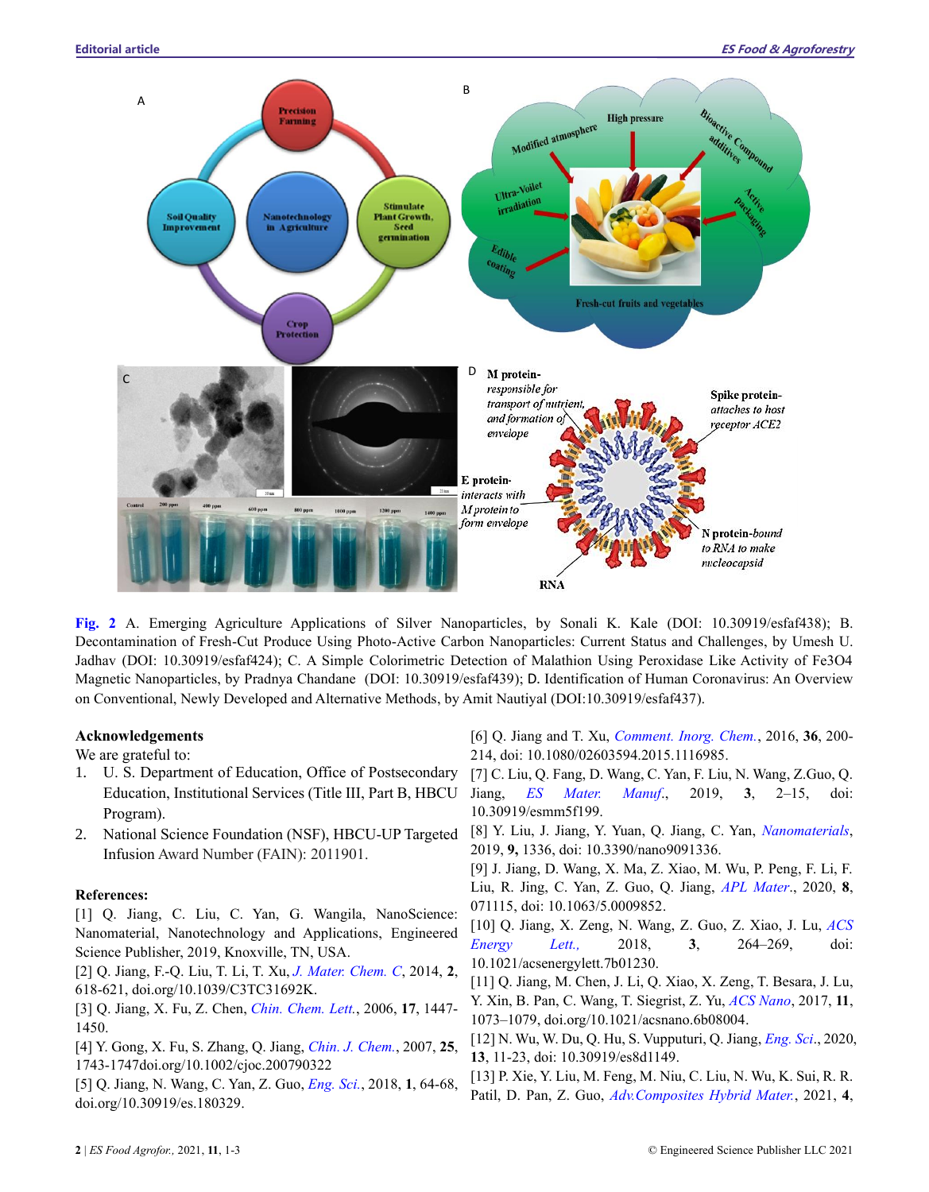**Fig. 2** A. Emerging Agriculture Applications of Silver Nanoparticles, by Sonali K. Kale (DOI: 10.30919/esfaf438); B. Decontamination of Fresh-Cut Produce Using Photo-Active Carbon Nanoparticles: Current Status and Challenges, by Umesh U. Jadhav (DOI: 10.30919/esfaf424); C. A Simple Colorimetric Detection of Malathion Using Peroxidase Like Activity of $Fe_3O_4$ Magnetic Nanoparticles, by Pradnya Chandane (DOI: 10.30919/esfaf439); D. Identification of Human Coronavirus: An Overview on Conventional, Newly Developed and Alternative Methods, by Amit Nautiyal (DOI:10.30919/esfaf437).

## Acknowledgements

We are grateful to:

1. U. S. Department of Education, Office of Postsecondary Education, Institutional Services (Title III, Part B, HBCU Program).
2. National Science Foundation (NSF), HBCU-UP Targeted Infusion Award Number (FAIN): 2011901.

## References:

[1] Q. Jiang, C. Liu, C. Yan, G. Wangila, NanoScience: Nanomaterial, Nanotechnology and Applications, Engineered Science Publisher, 2019, Knoxville, TN, USA.

[2] Q. Jiang, F.-Q. Liu, T. Li, T. Xu, *J. Mater. Chem. C*, 2014, **2**, 618-621, doi.org/10.1039/C3TC31692K.

[3] Q. Jiang, X. Fu, Z. Chen, *Chin. Chem. Lett.*, 2006, **17**, 1447-1450.

[4] Y. Gong, X. Fu, S. Zhang, Q. Jiang, *Chin. J. Chem.*, 2007, **25**, 1743-1747doi.org/10.1002/cjoc.200790322

[5] Q. Jiang, N. Wang, C. Yan, Z. Guo, *Eng. Sci.*, 2018, **1**, 64-68, doi.org/10.30919/es.180329.

[6] Q. Jiang and T. Xu, *Comment. Inorg. Chem.*, 2016, **36**, 200-214, doi: 10.1080/02603594.2015.1116985.

[7] C. Liu, Q. Fang, D. Wang, C. Yan, F. Liu, N. Wang, Z.Guo, Q. Jiang, *ES Mater. Manuf.*, 2019, **3**, 2–15, doi: 10.30919/esmm5f199.

[8] Y. Liu, J. Jiang, Y. Yuan, Q. Jiang, C. Yan, *Nanomaterials*, 2019, **9,** 1336, doi: 10.3390/nano9091336.

[9] J. Jiang, D. Wang, X. Ma, Z. Xiao, M. Wu, P. Peng, F. Li, F. Liu, R. Jing, C. Yan, Z. Guo, Q. Jiang, *APL Mater.*, 2020, **8**, 071115, doi: 10.1063/5.0009852.

[10] Q. Jiang, X. Zeng, N. Wang, Z. Guo, Z. Xiao, J. Lu, *ACS Energy Lett.,* 2018, **3**, 264–269, doi: 10.1021/acsenergylett.7b01230.

[11] Q. Jiang, M. Chen, J. Li, Q. Xiao, X. Zeng, T. Besara, J. Lu, Y. Xin, B. Pan, C. Wang, T. Siegrist, Z. Yu, *ACS Nano*, 2017, **11**, 1073–1079, doi.org/10.1021/acsnano.6b08004.

[12] N. Wu, W. Du, Q. Hu, S. Vupputuri, Q. Jiang, *Eng. Sci.*, 2020, **13**, 11-23, doi: 10.30919/es8d1149.

[13] P. Xie, Y. Liu, M. Feng, M. Niu, C. Liu, N. Wu, K. Sui, R. R. Patil, D. Pan, Z. Guo, *Adv.Composites Hybrid Mater.*, 2021, **4**,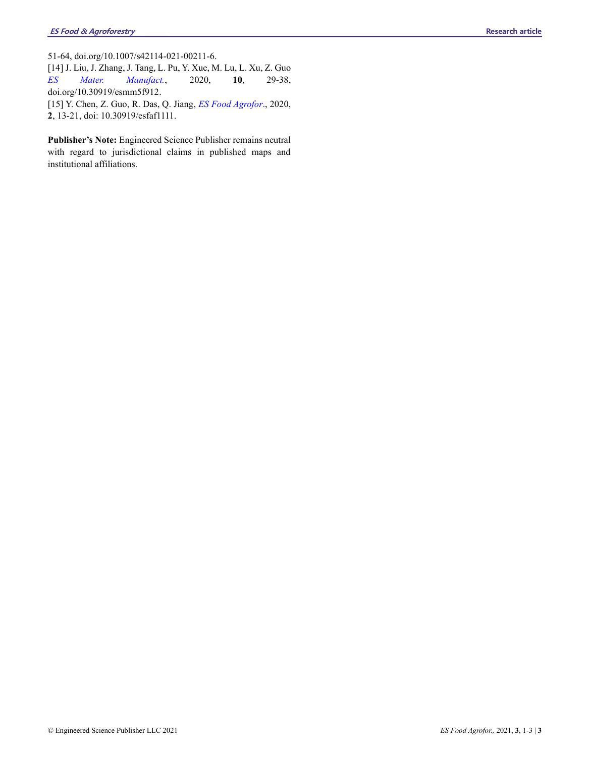51-64, doi.org/10.1007/s42114-021-00211-6.

[14] J. Liu, J. Zhang, J. Tang, L. Pu, Y. Xue, M. Lu, L. Xu, Z. Guo *ES Mater. Manufact.*, 2020, **10**, 29-38, doi.org/10.30919/esmm5f912.

[15] Y. Chen, Z. Guo, R. Das, Q. Jiang, *ES Food Agrofor.*, 2020, **2**, 13-21, doi: 10.30919/esfaf1111.

**Publisher's Note:** Engineered Science Publisher remains neutral with regard to jurisdictional claims in published maps and institutional affiliations.